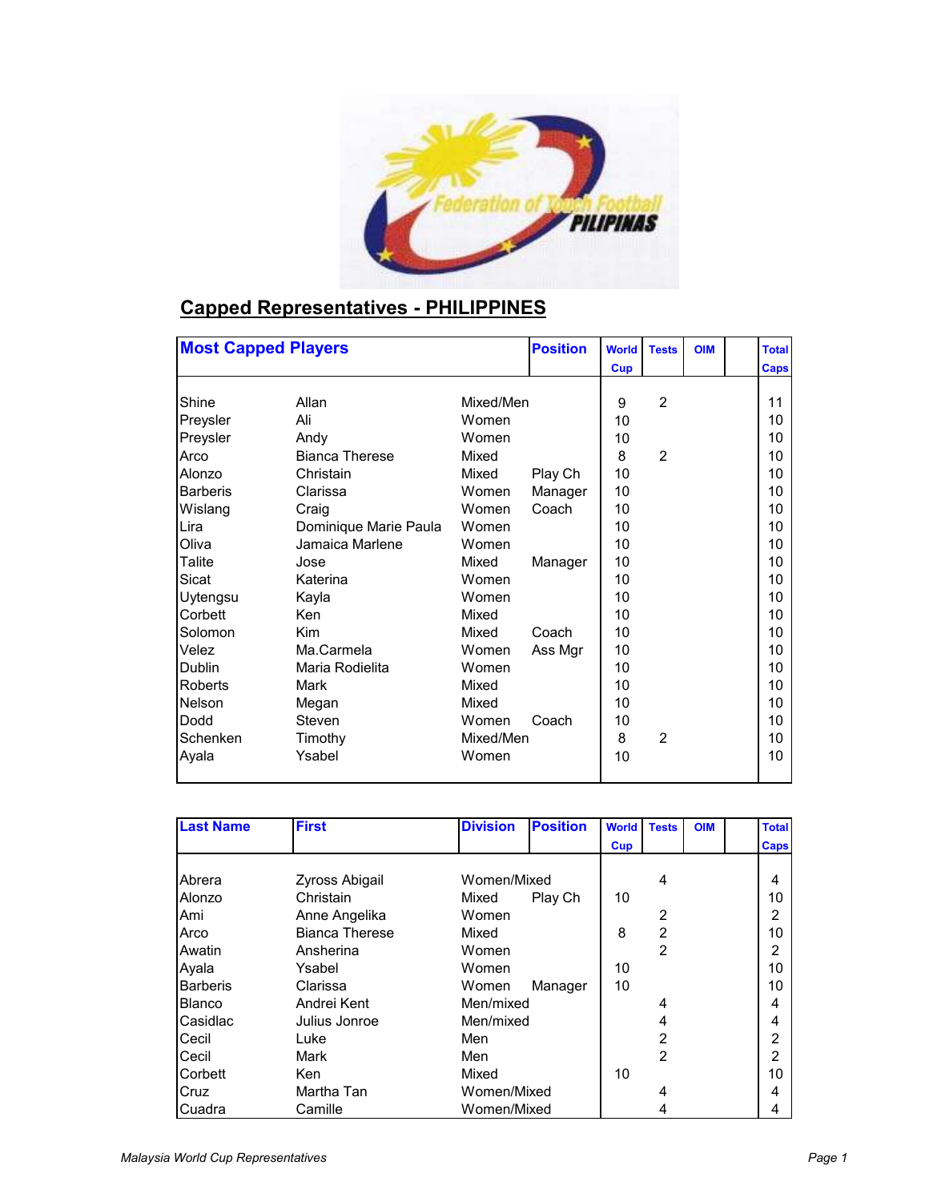## Capped Representatives - PHILIPPINES

| Most Capped Players | | | Position | World Cup | Tests | OIM | | Total Caps |
|---|---|---|---|---|---|---|---|---|
| Shine | Allan | Mixed/Men | | 9 | 2 | | | 11 |
| Preysler | Ali | Women | | 10 | | | | 10 |
| Preysler | Andy | Women | | 10 | | | | 10 |
| Arco | Bianca Therese | Mixed | | 8 | 2 | | | 10 |
| Alonzo | Christain | Mixed | Play Ch | 10 | | | | 10 |
| Barberis | Clarissa | Women | Manager | 10 | | | | 10 |
| Wislang | Craig | Women | Coach | 10 | | | | 10 |
| Lira | Dominique Marie Paula | Women | | 10 | | | | 10 |
| Oliva | Jamaica Marlene | Women | | 10 | | | | 10 |
| Talite | Jose | Mixed | Manager | 10 | | | | 10 |
| Sicat | Katerina | Women | | 10 | | | | 10 |
| Uytengsu | Kayla | Women | | 10 | | | | 10 |
| Corbett | Ken | Mixed | | 10 | | | | 10 |
| Solomon | Kim | Mixed | Coach | 10 | | | | 10 |
| Velez | Ma.Carmela | Women | Ass Mgr | 10 | | | | 10 |
| Dublin | Maria Rodielita | Women | | 10 | | | | 10 |
| Roberts | Mark | Mixed | | 10 | | | | 10 |
| Nelson | Megan | Mixed | | 10 | | | | 10 |
| Dodd | Steven | Women | Coach | 10 | | | | 10 |
| Schenken | Timothy | Mixed/Men | | 8 | 2 | | | 10 |
| Ayala | Ysabel | Women | | 10 | | | | 10 |

| Last Name | First | Division | Position | World Cup | Tests | OIM | | Total Caps |
|---|---|---|---|---|---|---|---|---|
| Abrera | Zyross Abigail | Women/Mixed | | | 4 | | | 4 |
| Alonzo | Christain | Mixed | Play Ch | 10 | | | | 10 |
| Ami | Anne Angelika | Women | | | 2 | | | 2 |
| Arco | Bianca Therese | Mixed | | 8 | 2 | | | 10 |
| Awatin | Ansherina | Women | | | 2 | | | 2 |
| Ayala | Ysabel | Women | | 10 | | | | 10 |
| Barberis | Clarissa | Women | Manager | 10 | | | | 10 |
| Blanco | Andrei Kent | Men/mixed | | | 4 | | | 4 |
| Casidlac | Julius Jonroe | Men/mixed | | | 4 | | | 4 |
| Cecil | Luke | Men | | | 2 | | | 2 |
| Cecil | Mark | Men | | | 2 | | | 2 |
| Corbett | Ken | Mixed | | 10 | | | | 10 |
| Cruz | Martha Tan | Women/Mixed | | | 4 | | | 4 |
| Cuadra | Camille | Women/Mixed | | | 4 | | | 4 |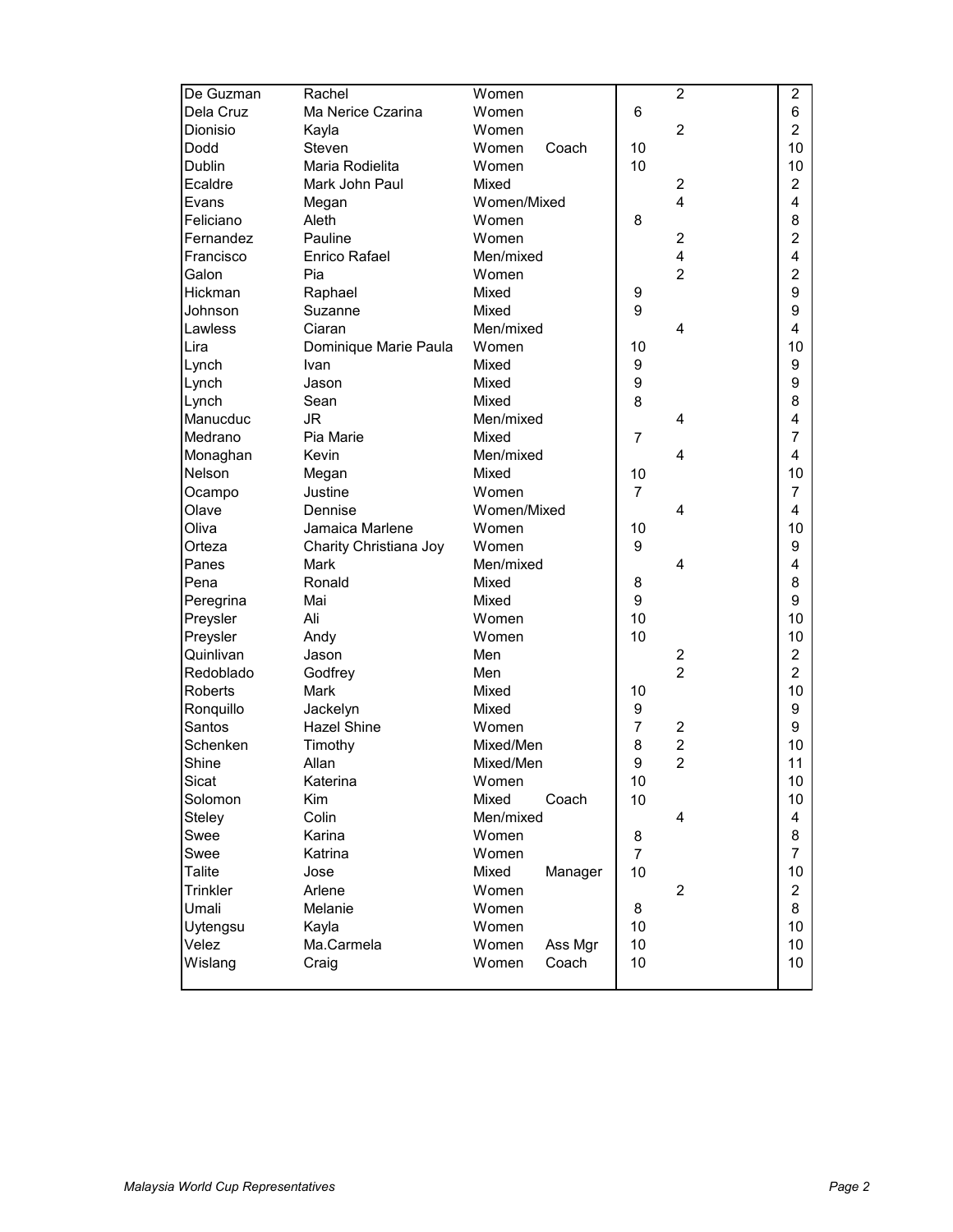| | | | | | | |
|---|---|---|---|---|---|---|
| De Guzman | Rachel | Women | | | 2 | 2 |
| Dela Cruz | Ma Nerice Czarina | Women | | 6 | | 6 |
| Dionisio | Kayla | Women | | | 2 | 2 |
| Dodd | Steven | Women | Coach | 10 | | 10 |
| Dublin | Maria Rodielita | Women | | 10 | | 10 |
| Ecaldre | Mark John Paul | Mixed | | | 2 | 2 |
| Evans | Megan | Women/Mixed | | | 4 | 4 |
| Feliciano | Aleth | Women | | 8 | | 8 |
| Fernandez | Pauline | Women | | | 2 | 2 |
| Francisco | Enrico Rafael | Men/mixed | | | 4 | 4 |
| Galon | Pia | Women | | | 2 | 2 |
| Hickman | Raphael | Mixed | | 9 | | 9 |
| Johnson | Suzanne | Mixed | | 9 | | 9 |
| Lawless | Ciaran | Men/mixed | | | 4 | 4 |
| Lira | Dominique Marie Paula | Women | | 10 | | 10 |
| Lynch | Ivan | Mixed | | 9 | | 9 |
| Lynch | Jason | Mixed | | 9 | | 9 |
| Lynch | Sean | Mixed | | 8 | | 8 |
| Manucduc | JR | Men/mixed | | | 4 | 4 |
| Medrano | Pia Marie | Mixed | | 7 | | 7 |
| Monaghan | Kevin | Men/mixed | | | 4 | 4 |
| Nelson | Megan | Mixed | | 10 | | 10 |
| Ocampo | Justine | Women | | 7 | | 7 |
| Olave | Dennise | Women/Mixed | | | 4 | 4 |
| Oliva | Jamaica Marlene | Women | | 10 | | 10 |
| Orteza | Charity Christiana Joy | Women | | 9 | | 9 |
| Panes | Mark | Men/mixed | | | 4 | 4 |
| Pena | Ronald | Mixed | | 8 | | 8 |
| Peregrina | Mai | Mixed | | 9 | | 9 |
| Preysler | Ali | Women | | 10 | | 10 |
| Preysler | Andy | Women | | 10 | | 10 |
| Quinlivan | Jason | Men | | | 2 | 2 |
| Redoblado | Godfrey | Men | | | 2 | 2 |
| Roberts | Mark | Mixed | | 10 | | 10 |
| Ronquillo | Jackelyn | Mixed | | 9 | | 9 |
| Santos | Hazel Shine | Women | | 7 | 2 | 9 |
| Schenken | Timothy | Mixed/Men | | 8 | 2 | 10 |
| Shine | Allan | Mixed/Men | | 9 | 2 | 11 |
| Sicat | Katerina | Women | | 10 | | 10 |
| Solomon | Kim | Mixed | Coach | 10 | | 10 |
| Steley | Colin | Men/mixed | | | 4 | 4 |
| Swee | Karina | Women | | 8 | | 8 |
| Swee | Katrina | Women | | 7 | | 7 |
| Talite | Jose | Mixed | Manager | 10 | | 10 |
| Trinkler | Arlene | Women | | | 2 | 2 |
| Umali | Melanie | Women | | 8 | | 8 |
| Uytengsu | Kayla | Women | | 10 | | 10 |
| Velez | Ma.Carmela | Women | Ass Mgr | 10 | | 10 |
| Wislang | Craig | Women | Coach | 10 | | 10 |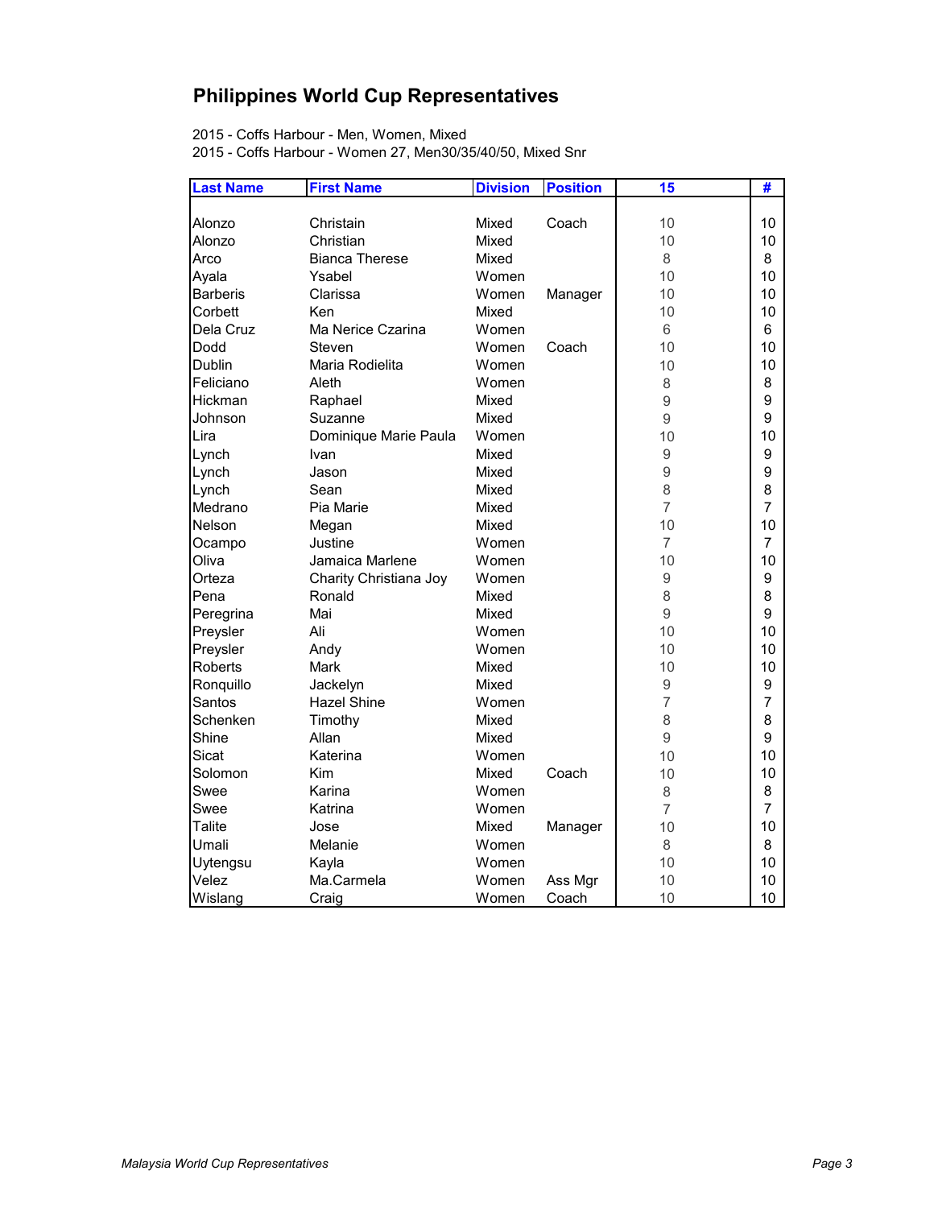## Philippines World Cup Representatives

2015 - Coffs Harbour - Men, Women, Mixed
2015 - Coffs Harbour - Women 27, Men30/35/40/50, Mixed Snr

| Last Name | First Name | Division | Position | 15 | # |
|---|---|---|---|---|---|
| Alonzo | Christain | Mixed | Coach | 10 | 10 |
| Alonzo | Christian | Mixed | | 10 | 10 |
| Arco | Bianca Therese | Mixed | | 8 | 8 |
| Ayala | Ysabel | Women | | 10 | 10 |
| Barberis | Clarissa | Women | Manager | 10 | 10 |
| Corbett | Ken | Mixed | | 10 | 10 |
| Dela Cruz | Ma Nerice Czarina | Women | | 6 | 6 |
| Dodd | Steven | Women | Coach | 10 | 10 |
| Dublin | Maria Rodielita | Women | | 10 | 10 |
| Feliciano | Aleth | Women | | 8 | 8 |
| Hickman | Raphael | Mixed | | 9 | 9 |
| Johnson | Suzanne | Mixed | | 9 | 9 |
| Lira | Dominique Marie Paula | Women | | 10 | 10 |
| Lynch | Ivan | Mixed | | 9 | 9 |
| Lynch | Jason | Mixed | | 9 | 9 |
| Lynch | Sean | Mixed | | 8 | 8 |
| Medrano | Pia Marie | Mixed | | 7 | 7 |
| Nelson | Megan | Mixed | | 10 | 10 |
| Ocampo | Justine | Women | | 7 | 7 |
| Oliva | Jamaica Marlene | Women | | 10 | 10 |
| Orteza | Charity Christiana Joy | Women | | 9 | 9 |
| Pena | Ronald | Mixed | | 8 | 8 |
| Peregrina | Mai | Mixed | | 9 | 9 |
| Preysler | Ali | Women | | 10 | 10 |
| Preysler | Andy | Women | | 10 | 10 |
| Roberts | Mark | Mixed | | 10 | 10 |
| Ronquillo | Jackelyn | Mixed | | 9 | 9 |
| Santos | Hazel Shine | Women | | 7 | 7 |
| Schenken | Timothy | Mixed | | 8 | 8 |
| Shine | Allan | Mixed | | 9 | 9 |
| Sicat | Katerina | Women | | 10 | 10 |
| Solomon | Kim | Mixed | Coach | 10 | 10 |
| Swee | Karina | Women | | 8 | 8 |
| Swee | Katrina | Women | | 7 | 7 |
| Talite | Jose | Mixed | Manager | 10 | 10 |
| Umali | Melanie | Women | | 8 | 8 |
| Uytengsu | Kayla | Women | | 10 | 10 |
| Velez | Ma.Carmela | Women | Ass Mgr | 10 | 10 |
| Wislang | Craig | Women | Coach | 10 | 10 |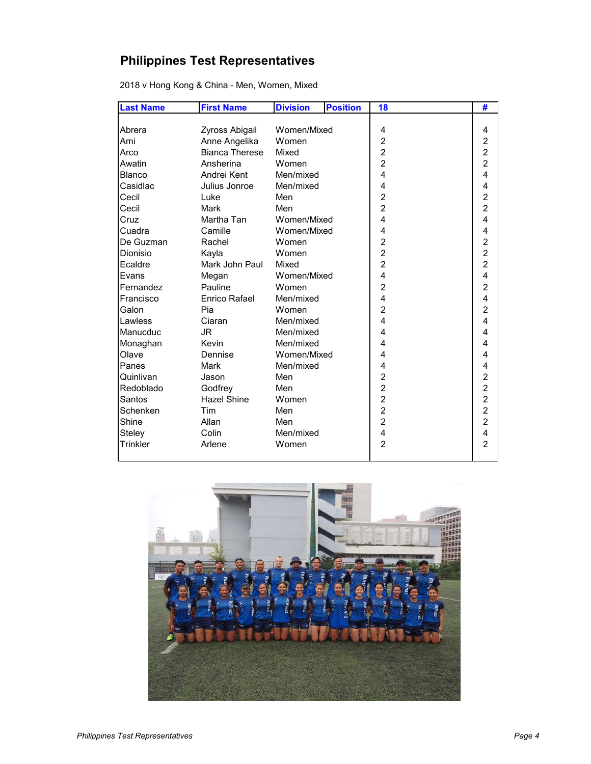## Philippines Test Representatives

2018 v Hong Kong & China - Men, Women, Mixed

| Last Name | First Name | Division | Position | 18 | # |
|---|---|---|---|---|---|
| Abrera | Zyross Abigail | Women/Mixed | | 4 | 4 |
| Ami | Anne Angelika | Women | | 2 | 2 |
| Arco | Bianca Therese | Mixed | | 2 | 2 |
| Awatin | Ansherina | Women | | 2 | 2 |
| Blanco | Andrei Kent | Men/mixed | | 4 | 4 |
| Casidlac | Julius Jonroe | Men/mixed | | 4 | 4 |
| Cecil | Luke | Men | | 2 | 2 |
| Cecil | Mark | Men | | 2 | 2 |
| Cruz | Martha Tan | Women/Mixed | | 4 | 4 |
| Cuadra | Camille | Women/Mixed | | 4 | 4 |
| De Guzman | Rachel | Women | | 2 | 2 |
| Dionisio | Kayla | Women | | 2 | 2 |
| Ecaldre | Mark John Paul | Mixed | | 2 | 2 |
| Evans | Megan | Women/Mixed | | 4 | 4 |
| Fernandez | Pauline | Women | | 2 | 2 |
| Francisco | Enrico Rafael | Men/mixed | | 4 | 4 |
| Galon | Pia | Women | | 2 | 2 |
| Lawless | Ciaran | Men/mixed | | 4 | 4 |
| Manucduc | JR | Men/mixed | | 4 | 4 |
| Monaghan | Kevin | Men/mixed | | 4 | 4 |
| Olave | Dennise | Women/Mixed | | 4 | 4 |
| Panes | Mark | Men/mixed | | 4 | 4 |
| Quinlivan | Jason | Men | | 2 | 2 |
| Redoblado | Godfrey | Men | | 2 | 2 |
| Santos | Hazel Shine | Women | | 2 | 2 |
| Schenken | Tim | Men | | 2 | 2 |
| Shine | Allan | Men | | 2 | 2 |
| Steley | Colin | Men/mixed | | 4 | 4 |
| Trinkler | Arlene | Women | | 2 | 2 |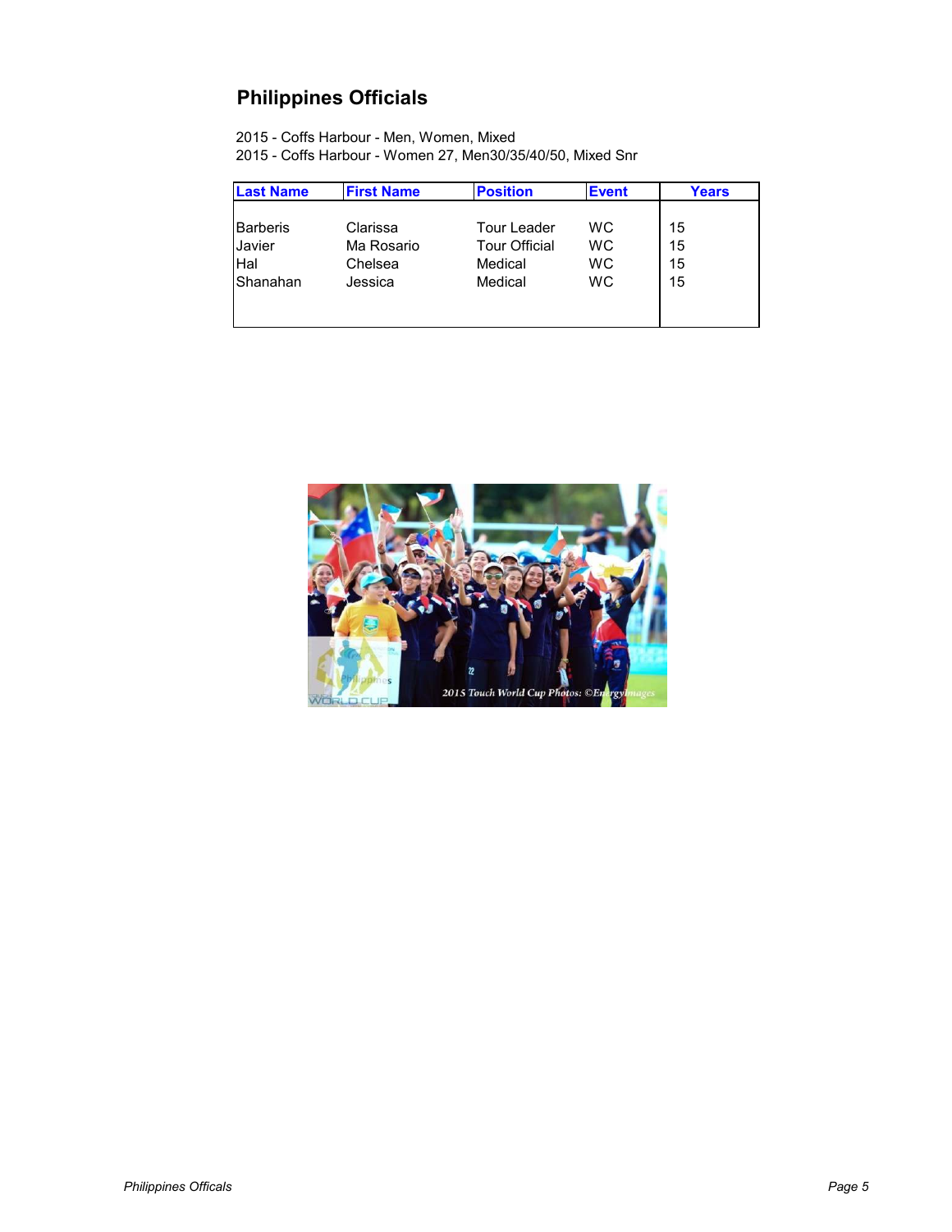## Philippines Officials

2015 - Coffs Harbour - Men, Women, Mixed
2015 - Coffs Harbour - Women 27, Men30/35/40/50, Mixed Snr

| Last Name | First Name | Position | Event | Years |
|---|---|---|---|---|
| Barberis | Clarissa | Tour Leader | WC | 15 |
| Javier | Ma Rosario | Tour Official | WC | 15 |
| Hal | Chelsea | Medical | WC | 15 |
| Shanahan | Jessica | Medical | WC | 15 |